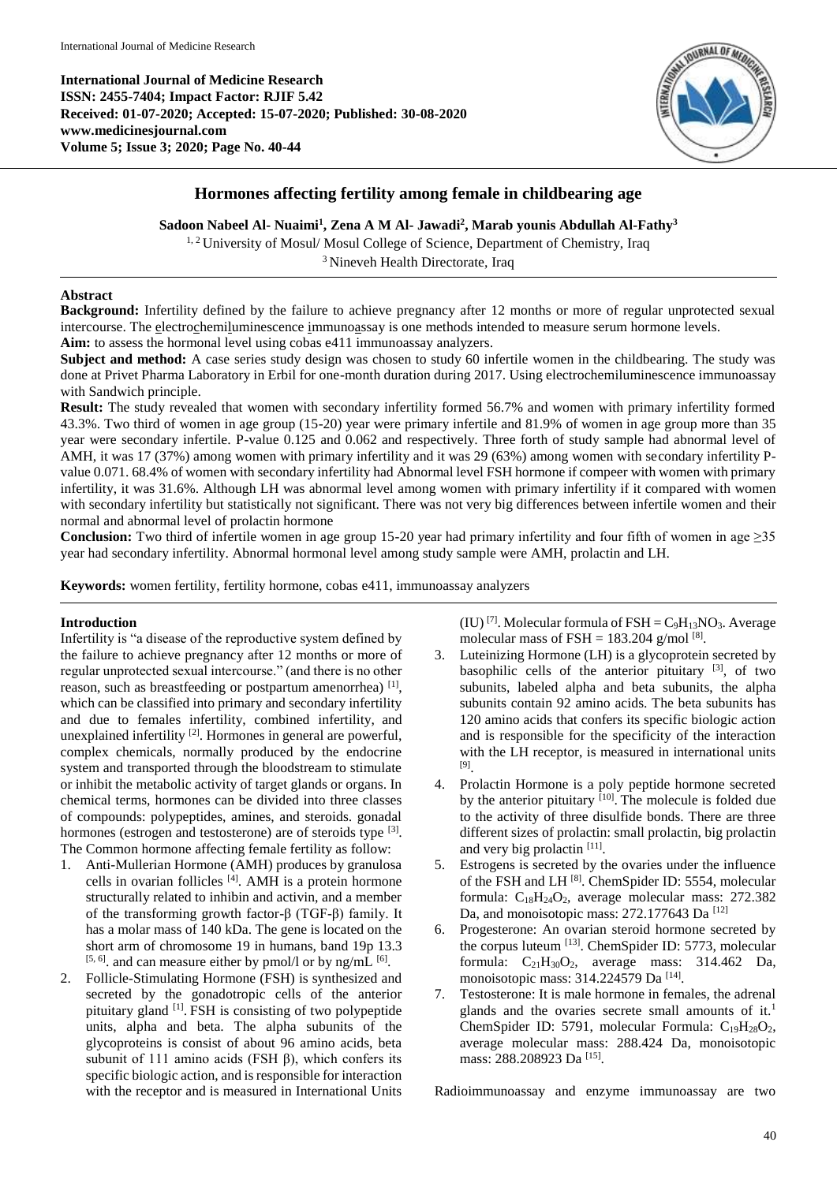**International Journal of Medicine Research**
**ISSN: 2455-7404; Impact Factor: RJIF 5.42**
**Received: 01-07-2020; Accepted: 15-07-2020; Published: 30-08-2020**
**www.medicinesjournal.com**
**Volume 5; Issue 3; 2020; Page No. 40-44**

# Hormones affecting fertility among female in childbearing age

**Sadoon Nabeel Al- Nuaimi[1], Zena A M Al- Jawadi[2], Marab younis Abdullah Al-Fathy[3]**

[1, 2] University of Mosul/ Mosul College of Science, Department of Chemistry, Iraq
[3] Nineveh Health Directorate, Iraq

## Abstract

**Background:** Infertility defined by the failure to achieve pregnancy after 12 months or more of regular unprotected sexual intercourse. The electrochemiluminescence immunoassay is one methods intended to measure serum hormone levels.

**Aim:** to assess the hormonal level using cobas e411 immunoassay analyzers.

**Subject and method:** A case series study design was chosen to study 60 infertile women in the childbearing. The study was done at Privet Pharma Laboratory in Erbil for one-month duration during 2017. Using electrochemiluminescence immunoassay with Sandwich principle.

**Result:** The study revealed that women with secondary infertility formed 56.7% and women with primary infertility formed 43.3%. Two third of women in age group (15-20) year were primary infertile and 81.9% of women in age group more than 35 year were secondary infertile. P-value 0.125 and 0.062 and respectively. Three forth of study sample had abnormal level of AMH, it was 17 (37%) among women with primary infertility and it was 29 (63%) among women with secondary infertility P-value 0.071. 68.4% of women with secondary infertility had Abnormal level FSH hormone if compeer with women with primary infertility, it was 31.6%. Although LH was abnormal level among women with primary infertility if it compared with women with secondary infertility but statistically not significant. There was not very big differences between infertile women and their normal and abnormal level of prolactin hormone

**Conclusion:** Two third of infertile women in age group 15-20 year had primary infertility and four fifth of women in age ≥35 year had secondary infertility. Abnormal hormonal level among study sample were AMH, prolactin and LH.

**Keywords:** women fertility, fertility hormone, cobas e411, immunoassay analyzers

## Introduction

Infertility is "a disease of the reproductive system defined by the failure to achieve pregnancy after 12 months or more of regular unprotected sexual intercourse." (and there is no other reason, such as breastfeeding or postpartum amenorrhea) [1], which can be classified into primary and secondary infertility and due to females infertility, combined infertility, and unexplained infertility [2]. Hormones in general are powerful, complex chemicals, normally produced by the endocrine system and transported through the bloodstream to stimulate or inhibit the metabolic activity of target glands or organs. In chemical terms, hormones can be divided into three classes of compounds: polypeptides, amines, and steroids. gonadal hormones (estrogen and testosterone) are of steroids type [3]. The Common hormone affecting female fertility as follow:

1. Anti-Mullerian Hormone (AMH) produces by granulosa cells in ovarian follicles [4]. AMH is a protein hormone structurally related to inhibin and activin, and a member of the transforming growth factor-β (TGF-β) family. It has a molar mass of 140 kDa. The gene is located on the short arm of chromosome 19 in humans, band 19p 13.3 [5, 6]. and can measure either by pmol/l or by ng/mL [6].
2. Follicle-Stimulating Hormone (FSH) is synthesized and secreted by the gonadotropic cells of the anterior pituitary gland [1]. FSH is consisting of two polypeptide units, alpha and beta. The alpha subunits of the glycoproteins is consist of about 96 amino acids, beta subunit of 111 amino acids (FSH β), which confers its specific biologic action, and is responsible for interaction with the receptor and is measured in International Units (IU) [7]. Molecular formula of FSH = $C_9H_{13}NO_3$. Average molecular mass of FSH = 183.204 g/mol [8].
3. Luteinizing Hormone (LH) is a glycoprotein secreted by basophilic cells of the anterior pituitary [3], of two subunits, labeled alpha and beta subunits, the alpha subunits contain 92 amino acids. The beta subunits has 120 amino acids that confers its specific biologic action and is responsible for the specificity of the interaction with the LH receptor, is measured in international units [9].
4. Prolactin Hormone is a poly peptide hormone secreted by the anterior pituitary [10]. The molecule is folded due to the activity of three disulfide bonds. There are three different sizes of prolactin: small prolactin, big prolactin and very big prolactin [11].
5. Estrogens is secreted by the ovaries under the influence of the FSH and LH [8]. ChemSpider ID: 5554, molecular formula: $C_{18}H_{24}O_2$, average molecular mass: 272.382 Da, and monoisotopic mass: 272.177643 Da [12]
6. Progesterone: An ovarian steroid hormone secreted by the corpus luteum [13]. ChemSpider ID: 5773, molecular formula: $C_{21}H_{30}O_2$, average mass: 314.462 Da, monoisotopic mass: 314.224579 Da [14].
7. Testosterone: It is male hormone in females, the adrenal glands and the ovaries secrete small amounts of it.[1] ChemSpider ID: 5791, molecular Formula: $C_{19}H_{28}O_2$, average molecular mass: 288.424 Da, monoisotopic mass: 288.208923 Da [15].

Radioimmunoassay and enzyme immunoassay are two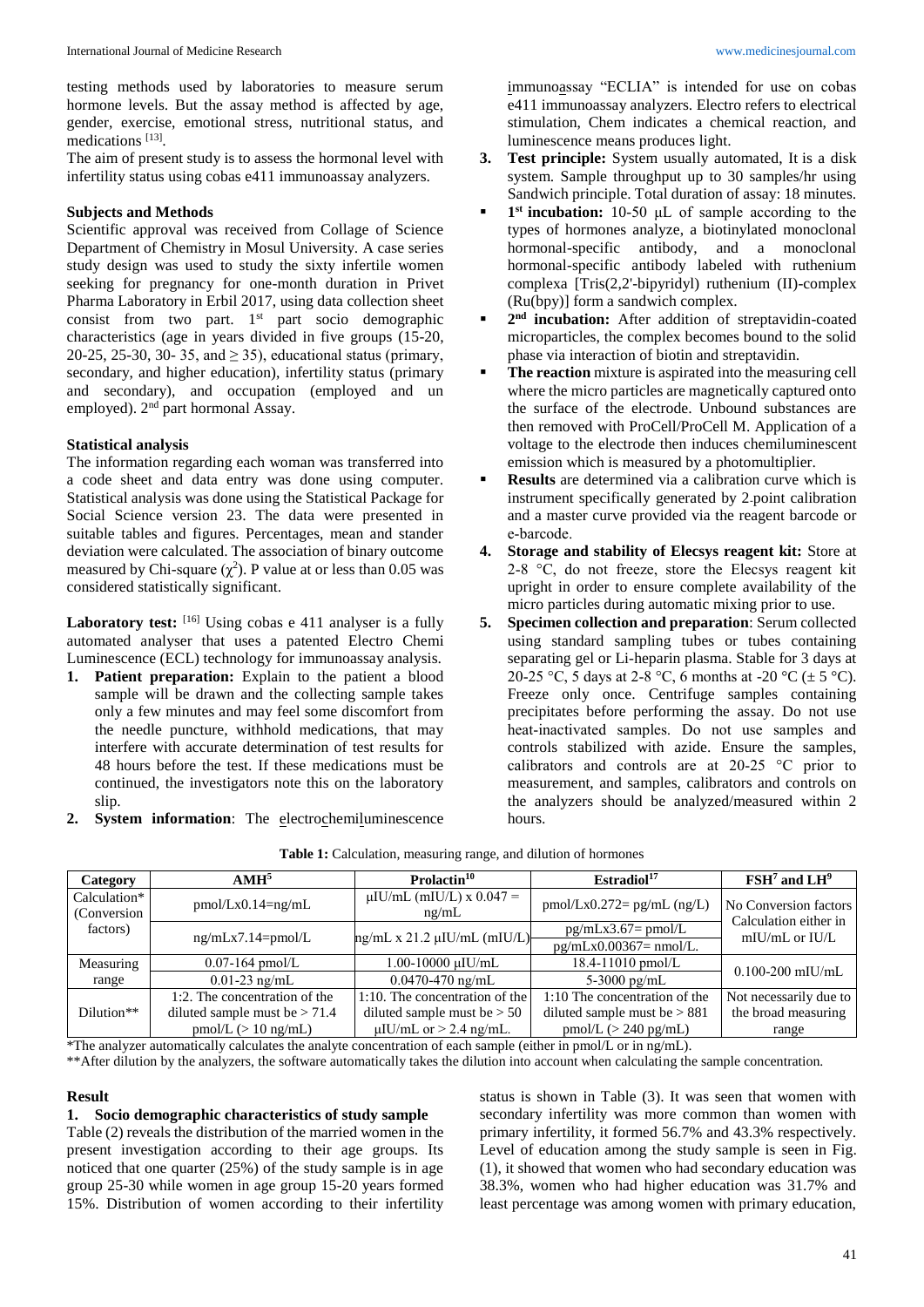testing methods used by laboratories to measure serum hormone levels. But the assay method is affected by age, gender, exercise, emotional stress, nutritional status, and medications [13].

The aim of present study is to assess the hormonal level with infertility status using cobas e411 immunoassay analyzers.

**Subjects and Methods**

Scientific approval was received from Collage of Science Department of Chemistry in Mosul University. A case series study design was used to study the sixty infertile women seeking for pregnancy for one-month duration in Privet Pharma Laboratory in Erbil 2017, using data collection sheet consist from two part. 1st part socio demographic characteristics (age in years divided in five groups (15-20, 20-25, 25-30, 30- 35, and ≥ 35), educational status (primary, secondary, and higher education), infertility status (primary and secondary), and occupation (employed and un employed). 2nd part hormonal Assay.

**Statistical analysis**

The information regarding each woman was transferred into a code sheet and data entry was done using computer. Statistical analysis was done using the Statistical Package for Social Science version 23. The data were presented in suitable tables and figures. Percentages, mean and stander deviation were calculated. The association of binary outcome measured by Chi-square ($\chi^2$). P value at or less than 0.05 was considered statistically significant.

**Laboratory test:** [16] Using cobas e 411 analyser is a fully automated analyser that uses a patented Electro Chemi Luminescence (ECL) technology for immunoassay analysis.

1. **Patient preparation:** Explain to the patient a blood sample will be drawn and the collecting sample takes only a few minutes and may feel some discomfort from the needle puncture, withhold medications, that may interfere with accurate determination of test results for 48 hours before the test. If these medications must be continued, the investigators note this on the laboratory slip.
2. **System information**: The electrochemiluminescence immunoassay "ECLIA" is intended for use on cobas e411 immunoassay analyzers. Electro refers to electrical stimulation, Chem indicates a chemical reaction, and luminescence means produces light.
3. **Test principle:** System usually automated, It is a disk system. Sample throughput up to 30 samples/hr using Sandwich principle. Total duration of assay: 18 minutes.
   - **1st incubation:** 10-50 µL of sample according to the types of hormones analyze, a biotinylated monoclonal hormonal-specific antibody, and a monoclonal hormonal-specific antibody labeled with ruthenium complexa [Tris(2,2'-bipyridyl) ruthenium (II)-complex (Ru(bpy)] form a sandwich complex.
   - **2nd incubation:** After addition of streptavidin-coated microparticles, the complex becomes bound to the solid phase via interaction of biotin and streptavidin.
   - **The reaction** mixture is aspirated into the measuring cell where the micro particles are magnetically captured onto the surface of the electrode. Unbound substances are then removed with ProCell/ProCell M. Application of a voltage to the electrode then induces chemiluminescent emission which is measured by a photomultiplier.
   - **Results** are determined via a calibration curve which is instrument specifically generated by 2-point calibration and a master curve provided via the reagent barcode or e-barcode.
4. **Storage and stability of Elecsys reagent kit:** Store at 2-8 °C, do not freeze, store the Elecsys reagent kit upright in order to ensure complete availability of the micro particles during automatic mixing prior to use.
5. **Specimen collection and preparation**: Serum collected using standard sampling tubes or tubes containing separating gel or Li-heparin plasma. Stable for 3 days at 20-25 °C, 5 days at 2-8 °C, 6 months at -20 °C (± 5 °C). Freeze only once. Centrifuge samples containing precipitates before performing the assay. Do not use heat-inactivated samples. Do not use samples and controls stabilized with azide. Ensure the samples, calibrators and controls are at 20-25 °C prior to measurement, and samples, calibrators and controls on the analyzers should be analyzed/measured within 2 hours.

**Table 1:** Calculation, measuring range, and dilution of hormones

| Category | AMH[5] | Prolactin[10] | Estradiol[17] | FSH[7] and LH[9] |
|---|---|---|---|---|
| Calculation* (Conversion factors) | pmol/Lx0.14=ng/mL | µIU/mL (mIU/L) x 0.047 = ng/mL | pmol/Lx0.272= pg/mL (ng/L) | No Conversion factors Calculation either in mIU/mL or IU/L |
| | ng/mLx7.14=pmol/L | ng/mL x 21.2 µIU/mL (mIU/L) | pg/mLx3.67= pmol/L<br>pg/mLx0.00367= nmol/L. | |
| Measuring range | 0.07-164 pmol/L | 1.00-10000 µIU/mL | 18.4-11010 pmol/L | 0.100-200 mIU/mL |
| | 0.01-23 ng/mL | 0.0470-470 ng/mL | 5-3000 pg/mL | |
| Dilution** | 1:2. The concentration of the diluted sample must be > 71.4 pmol/L (> 10 ng/mL) | 1:10. The concentration of the diluted sample must be > 50 µIU/mL or > 2.4 ng/mL. | 1:10 The concentration of the diluted sample must be > 881 pmol/L (> 240 pg/mL) | Not necessarily due to the broad measuring range |

*The analyzer automatically calculates the analyte concentration of each sample (either in pmol/L or in ng/mL).

**After dilution by the analyzers, the software automatically takes the dilution into account when calculating the sample concentration.

**Result**

**1. Socio demographic characteristics of study sample**

Table (2) reveals the distribution of the married women in the present investigation according to their age groups. Its noticed that one quarter (25%) of the study sample is in age group 25-30 while women in age group 15-20 years formed 15%. Distribution of women according to their infertility status is shown in Table (3). It was seen that women with secondary infertility was more common than women with primary infertility, it formed 56.7% and 43.3% respectively. Level of education among the study sample is seen in Fig. (1), it showed that women who had secondary education was 38.3%, women who had higher education was 31.7% and least percentage was among women with primary education,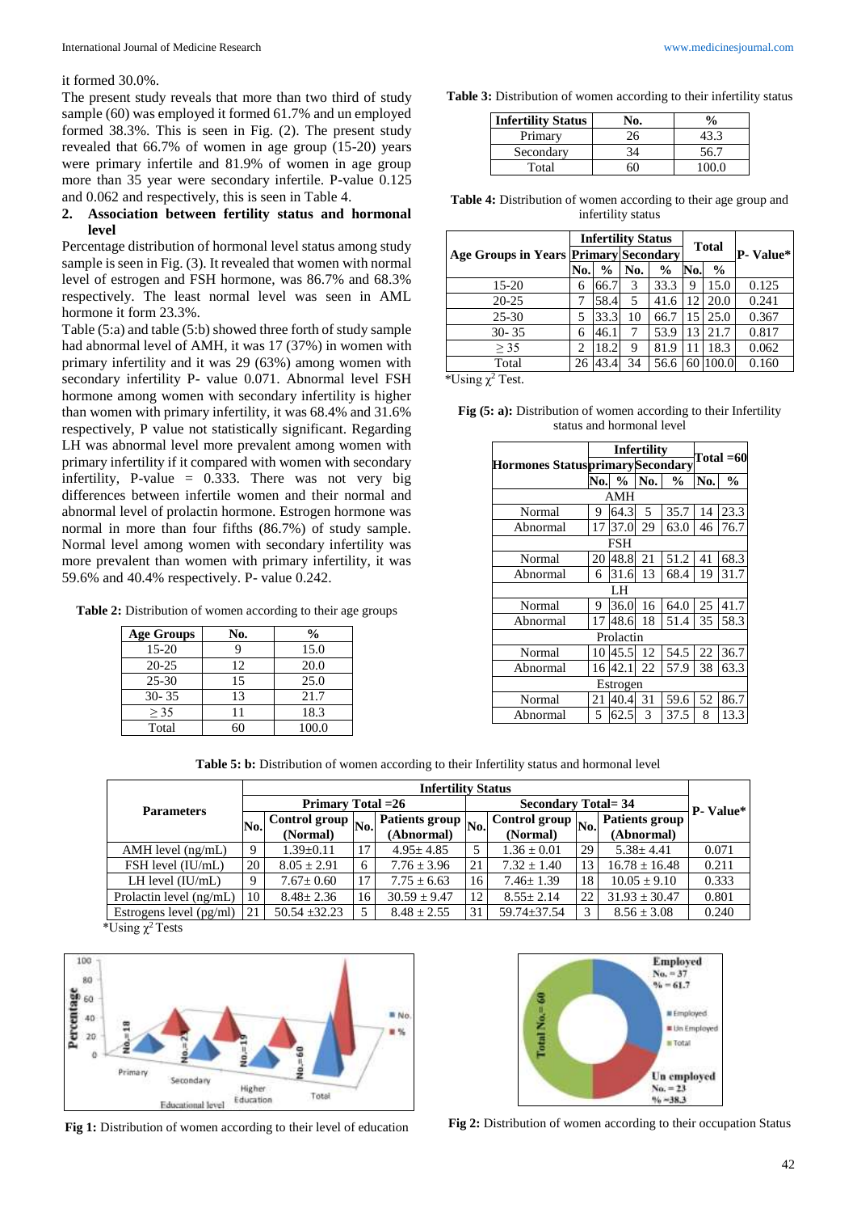it formed 30.0%.

The present study reveals that more than two third of study sample (60) was employed it formed 61.7% and un employed formed 38.3%. This is seen in Fig. (2). The present study revealed that 66.7% of women in age group (15-20) years were primary infertile and 81.9% of women in age group more than 35 year were secondary infertile. P-value 0.125 and 0.062 and respectively, this is seen in Table 4.

**2. Association between fertility status and hormonal level**

Percentage distribution of hormonal level status among study sample is seen in Fig. (3). It revealed that women with normal level of estrogen and FSH hormone, was 86.7% and 68.3% respectively. The least normal level was seen in AML hormone it form 23.3%.

Table (5:a) and table (5:b) showed three forth of study sample had abnormal level of AMH, it was 17 (37%) in women with primary infertility and it was 29 (63%) among women with secondary infertility P- value 0.071. Abnormal level FSH hormone among women with secondary infertility is higher than women with primary infertility, it was 68.4% and 31.6% respectively, P value not statistically significant. Regarding LH was abnormal level more prevalent among women with primary infertility if it compared with women with secondary infertility, P-value = 0.333. There was not very big differences between infertile women and their normal and abnormal level of prolactin hormone. Estrogen hormone was normal in more than four fifths (86.7%) of study sample. Normal level among women with secondary infertility was more prevalent than women with primary infertility, it was 59.6% and 40.4% respectively. P- value 0.242.

**Table 2:** Distribution of women according to their age groups

| Age Groups | No. | % |
|---|---|---|
| 15-20 | 9 | 15.0 |
| 20-25 | 12 | 20.0 |
| 25-30 | 15 | 25.0 |
| 30- 35 | 13 | 21.7 |
| ≥ 35 | 11 | 18.3 |
| Total | 60 | 100.0 |

**Table 3:** Distribution of women according to their infertility status

| Infertility Status | No. | % |
|---|---|---|
| Primary | 26 | 43.3 |
| Secondary | 34 | 56.7 |
| Total | 60 | 100.0 |

**Table 4:** Distribution of women according to their age group and infertility status

| Age Groups in Years | Infertility Status | | | | Total | | P- Value* |
|---|---|---|---|---|---|---|---|
| | Primary | | Secondary | | | | |
| | No. | % | No. | % | No. | % | |
| 15-20 | 6 | 66.7 | 3 | 33.3 | 9 | 15.0 | 0.125 |
| 20-25 | 7 | 58.4 | 5 | 41.6 | 12 | 20.0 | 0.241 |
| 25-30 | 5 | 33.3 | 10 | 66.7 | 15 | 25.0 | 0.367 |
| 30- 35 | 6 | 46.1 | 7 | 53.9 | 13 | 21.7 | 0.817 |
| ≥ 35 | 2 | 18.2 | 9 | 81.9 | 11 | 18.3 | 0.062 |
| Total | 26 | 43.4 | 34 | 56.6 | 60 | 100.0 | 0.160 |

*Using $\chi^2$ Test.

**Fig (5: a):** Distribution of women according to their Infertility status and hormonal level

| Hormones Status | Infertility | | | | Total =60 | |
|---|---|---|---|---|---|---|
| | primary | | Secondary | | | |
| | No. | % | No. | % | No. | % |
| AMH | | | | | | |
| Normal | 9 | 64.3 | 5 | 35.7 | 14 | 23.3 |
| Abnormal | 17 | 37.0 | 29 | 63.0 | 46 | 76.7 |
| FSH | | | | | | |
| Normal | 20 | 48.8 | 21 | 51.2 | 41 | 68.3 |
| Abnormal | 6 | 31.6 | 13 | 68.4 | 19 | 31.7 |
| LH | | | | | | |
| Normal | 9 | 36.0 | 16 | 64.0 | 25 | 41.7 |
| Abnormal | 17 | 48.6 | 18 | 51.4 | 35 | 58.3 |
| Prolactin | | | | | | |
| Normal | 10 | 45.5 | 12 | 54.5 | 22 | 36.7 |
| Abnormal | 16 | 42.1 | 22 | 57.9 | 38 | 63.3 |
| Estrogen | | | | | | |
| Normal | 21 | 40.4 | 31 | 59.6 | 52 | 86.7 |
| Abnormal | 5 | 62.5 | 3 | 37.5 | 8 | 13.3 |

**Table 5: b:** Distribution of women according to their Infertility status and hormonal level

| Parameters | Infertility Status | | | | | | | | P- Value* |
|---|---|---|---|---|---|---|---|---|---|
| | Primary Total =26 | | | | Secondary Total= 34 | | | | |
| | No. | Control group (Normal) | No. | Patients group (Abnormal) | No. | Control group (Normal) | No. | Patients group (Abnormal) | |
| AMH level (ng/mL) | 9 | 1.39±0.11 | 17 | 4.95± 4.85 | 5 | 1.36 ± 0.01 | 29 | 5.38± 4.41 | 0.071 |
| FSH level (IU/mL) | 20 | 8.05 ± 2.91 | 6 | 7.76 ± 3.96 | 21 | 7.32 ± 1.40 | 13 | 16.78 ± 16.48 | 0.211 |
| LH level (IU/mL) | 9 | 7.67± 0.60 | 17 | 7.75 ± 6.63 | 16 | 7.46± 1.39 | 18 | 10.05 ± 9.10 | 0.333 |
| Prolactin level (ng/mL) | 10 | 8.48± 2.36 | 16 | 30.59 ± 9.47 | 12 | 8.55± 2.14 | 22 | 31.93 ± 30.47 | 0.801 |
| Estrogens level (pg/ml) | 21 | 50.54 ±32.23 | 5 | 8.48 ± 2.55 | 31 | 59.74±37.54 | 3 | 8.56 ± 3.08 | 0.240 |

*Using $\chi^2$ Tests

**Fig 1:** Distribution of women according to their level of education

**Fig 2:** Distribution of women according to their occupation Status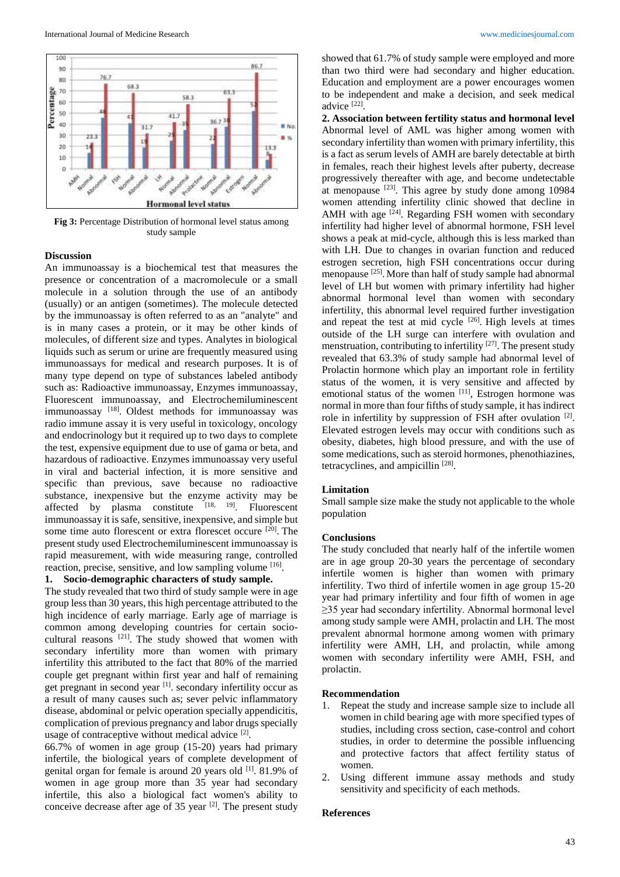Fig 3: Percentage Distribution of hormonal level status among study sample

## Discussion

An immunoassay is a biochemical test that measures the presence or concentration of a macromolecule or a small molecule in a solution through the use of an antibody (usually) or an antigen (sometimes). The molecule detected by the immunoassay is often referred to as an "analyte" and is in many cases a protein, or it may be other kinds of molecules, of different size and types. Analytes in biological liquids such as serum or urine are frequently measured using immunoassays for medical and research purposes. It is of many type depend on type of substances labeled antibody such as: Radioactive immunoassay, Enzymes immunoassay, Fluorescent immunoassay, and Electrochemiluminescent immunoassay [18]. Oldest methods for immunoassay was radio immune assay it is very useful in toxicology, oncology and endocrinology but it required up to two days to complete the test, expensive equipment due to use of gama or beta, and hazardous of radioactive. Enzymes immunoassay very useful in viral and bacterial infection, it is more sensitive and specific than previous, save because no radioactive substance, inexpensive but the enzyme activity may be affected by plasma constitute [18, 19]. Fluorescent immunoassay it is safe, sensitive, inexpensive, and simple but some time auto florescent or extra florescet occure [20]. The present study used Electrochemiluminescent immunoassay is rapid measurement, with wide measuring range, controlled reaction, precise, sensitive, and low sampling volume [16].

**1. Socio-demographic characters of study sample.**

The study revealed that two third of study sample were in age group less than 30 years, this high percentage attributed to the high incidence of early marriage. Early age of marriage is common among developing countries for certain socio-cultural reasons [21]. The study showed that women with secondary infertility more than women with primary infertility this attributed to the fact that 80% of the married couple get pregnant within first year and half of remaining get pregnant in second year [1]. secondary infertility occur as a result of many causes such as; sever pelvic inflammatory disease, abdominal or pelvic operation specially appendicitis, complication of previous pregnancy and labor drugs specially usage of contraceptive without medical advice [2].

66.7% of women in age group (15-20) years had primary infertile, the biological years of complete development of genital organ for female is around 20 years old [1]. 81.9% of women in age group more than 35 year had secondary infertile, this also a biological fact women's ability to conceive decrease after age of 35 year [2]. The present study showed that 61.7% of study sample were employed and more than two third were had secondary and higher education. Education and employment are a power encourages women to be independent and make a decision, and seek medical advice [22].

**2. Association between fertility status and hormonal level**

Abnormal level of AML was higher among women with secondary infertility than women with primary infertility, this is a fact as serum levels of AMH are barely detectable at birth in females, reach their highest levels after puberty, decrease progressively thereafter with age, and become undetectable at menopause [23]. This agree by study done among 10984 women attending infertility clinic showed that decline in AMH with age [24]. Regarding FSH women with secondary infertility had higher level of abnormal hormone, FSH level shows a peak at mid-cycle, although this is less marked than with LH. Due to changes in ovarian function and reduced estrogen secretion, high FSH concentrations occur during menopause [25]. More than half of study sample had abnormal level of LH but women with primary infertility had higher abnormal hormonal level than women with secondary infertility, this abnormal level required further investigation and repeat the test at mid cycle [26]. High levels at times outside of the LH surge can interfere with ovulation and menstruation, contributing to infertility [27]. The present study revealed that 63.3% of study sample had abnormal level of Prolactin hormone which play an important role in fertility status of the women, it is very sensitive and affected by emotional status of the women [11], Estrogen hormone was normal in more than four fifths of study sample, it has indirect role in infertility by suppression of FSH after ovulation [2]. Elevated estrogen levels may occur with conditions such as obesity, diabetes, high blood pressure, and with the use of some medications, such as steroid hormones, phenothiazines, tetracyclines, and ampicillin [28].

## Limitation

Small sample size make the study not applicable to the whole population

## Conclusions

The study concluded that nearly half of the infertile women are in age group 20-30 years the percentage of secondary infertile women is higher than women with primary infertility. Two third of infertile women in age group 15-20 year had primary infertility and four fifth of women in age ≥35 year had secondary infertility. Abnormal hormonal level among study sample were AMH, prolactin and LH. The most prevalent abnormal hormone among women with primary infertility were AMH, LH, and prolactin, while among women with secondary infertility were AMH, FSH, and prolactin.

## Recommendation

1. Repeat the study and increase sample size to include all women in child bearing age with more specified types of studies, including cross section, case-control and cohort studies, in order to determine the possible influencing and protective factors that affect fertility status of women.
2. Using different immune assay methods and study sensitivity and specificity of each methods.

## References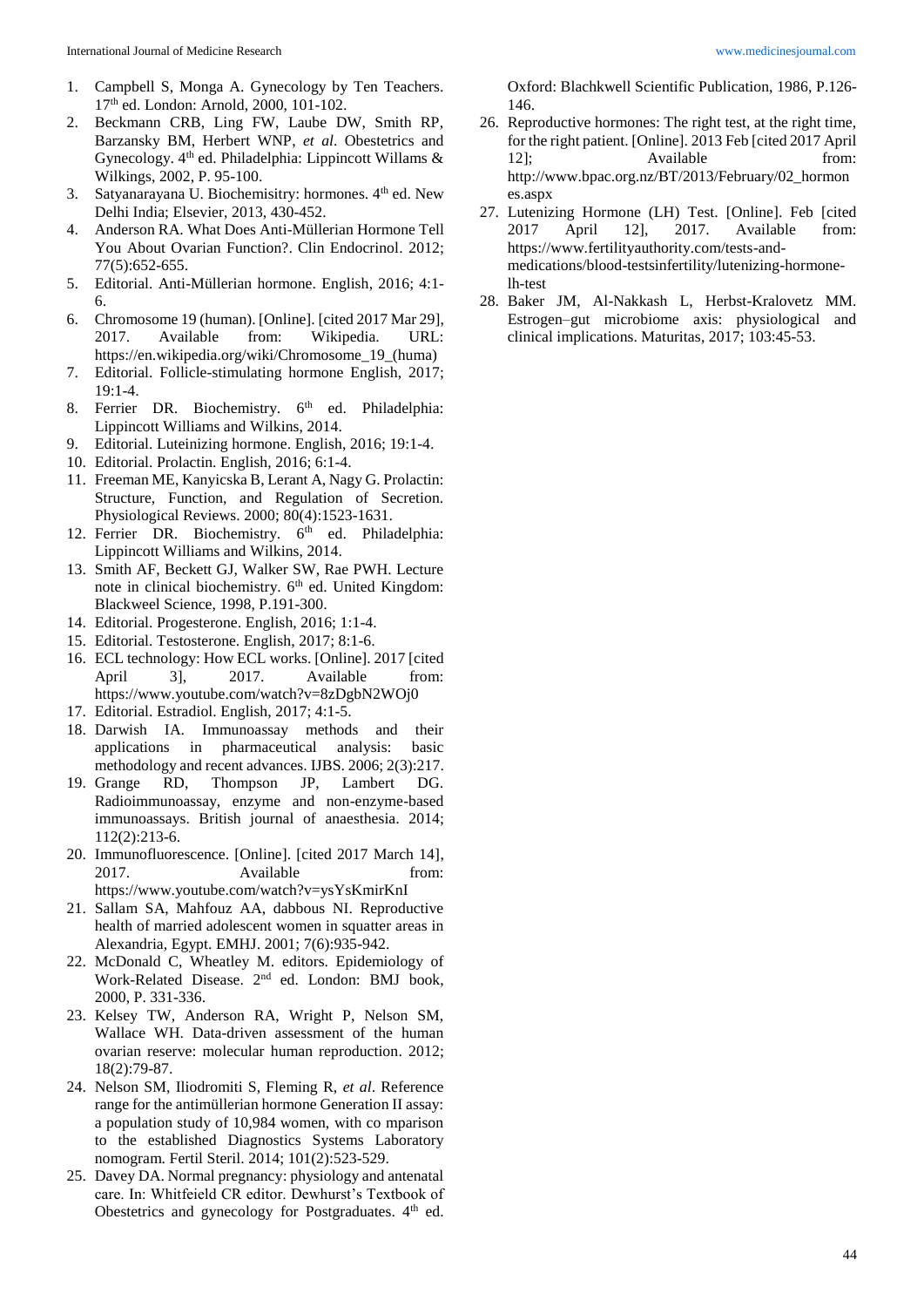1. Campbell S, Monga A. Gynecology by Ten Teachers. 17th ed. London: Arnold, 2000, 101-102.
2. Beckmann CRB, Ling FW, Laube DW, Smith RP, Barzansky BM, Herbert WNP, *et al*. Obestetrics and Gynecology. 4th ed. Philadelphia: Lippincott Willams & Wilkings, 2002, P. 95-100.
3. Satyanarayana U. Biochemisitry: hormones. 4th ed. New Delhi India; Elsevier, 2013, 430-452.
4. Anderson RA. What Does Anti-Müllerian Hormone Tell You About Ovarian Function?. Clin Endocrinol. 2012; 77(5):652-655.
5. Editorial. Anti-Müllerian hormone. English, 2016; 4:1-6.
6. Chromosome 19 (human). [Online]. [cited 2017 Mar 29], 2017. Available from: Wikipedia. URL: https://en.wikipedia.org/wiki/Chromosome_19_(huma)
7. Editorial. Follicle-stimulating hormone English, 2017; 19:1-4.
8. Ferrier DR. Biochemistry. 6th ed. Philadelphia: Lippincott Williams and Wilkins, 2014.
9. Editorial. Luteinizing hormone. English, 2016; 19:1-4.
10. Editorial. Prolactin. English, 2016; 6:1-4.
11. Freeman ME, Kanyicska B, Lerant A, Nagy G. Prolactin: Structure, Function, and Regulation of Secretion. Physiological Reviews. 2000; 80(4):1523-1631.
12. Ferrier DR. Biochemistry. 6th ed. Philadelphia: Lippincott Williams and Wilkins, 2014.
13. Smith AF, Beckett GJ, Walker SW, Rae PWH. Lecture note in clinical biochemistry. 6th ed. United Kingdom: Blackweel Science, 1998, P.191-300.
14. Editorial. Progesterone. English, 2016; 1:1-4.
15. Editorial. Testosterone. English, 2017; 8:1-6.
16. ECL technology: How ECL works. [Online]. 2017 [cited April 3], 2017. Available from: https://www.youtube.com/watch?v=8zDgbN2WOj0
17. Editorial. Estradiol. English, 2017; 4:1-5.
18. Darwish IA. Immunoassay methods and their applications in pharmaceutical analysis: basic methodology and recent advances. IJBS. 2006; 2(3):217.
19. Grange RD, Thompson JP, Lambert DG. Radioimmunoassay, enzyme and non-enzyme-based immunoassays. British journal of anaesthesia. 2014; 112(2):213-6.
20. Immunofluorescence. [Online]. [cited 2017 March 14], 2017. Available from: https://www.youtube.com/watch?v=ysYsKmirKnI
21. Sallam SA, Mahfouz AA, dabbous NI. Reproductive health of married adolescent women in squatter areas in Alexandria, Egypt. EMHJ. 2001; 7(6):935-942.
22. McDonald C, Wheatley M. editors. Epidemiology of Work-Related Disease. 2nd ed. London: BMJ book, 2000, P. 331-336.
23. Kelsey TW, Anderson RA, Wright P, Nelson SM, Wallace WH. Data-driven assessment of the human ovarian reserve: molecular human reproduction. 2012; 18(2):79-87.
24. Nelson SM, Iliodromiti S, Fleming R, *et al*. Reference range for the antimüllerian hormone Generation II assay: a population study of 10,984 women, with co mparison to the established Diagnostics Systems Laboratory nomogram. Fertil Steril. 2014; 101(2):523-529.
25. Davey DA. Normal pregnancy: physiology and antenatal care. In: Whitfeield CR editor. Dewhurst's Textbook of Obestetrics and gynecology for Postgraduates. 4th ed. Oxford: Blachkwell Scientific Publication, 1986, P.126-146.
26. Reproductive hormones: The right test, at the right time, for the right patient. [Online]. 2013 Feb [cited 2017 April 12]; Available from: http://www.bpac.org.nz/BT/2013/February/02_hormones.aspx
27. Lutenizing Hormone (LH) Test. [Online]. Feb [cited 2017 April 12], 2017. Available from: https://www.fertilityauthority.com/tests-and-medications/blood-testsinfertility/lutenizing-hormone-lh-test
28. Baker JM, Al-Nakkash L, Herbst-Kralovetz MM. Estrogen–gut microbiome axis: physiological and clinical implications. Maturitas, 2017; 103:45-53.